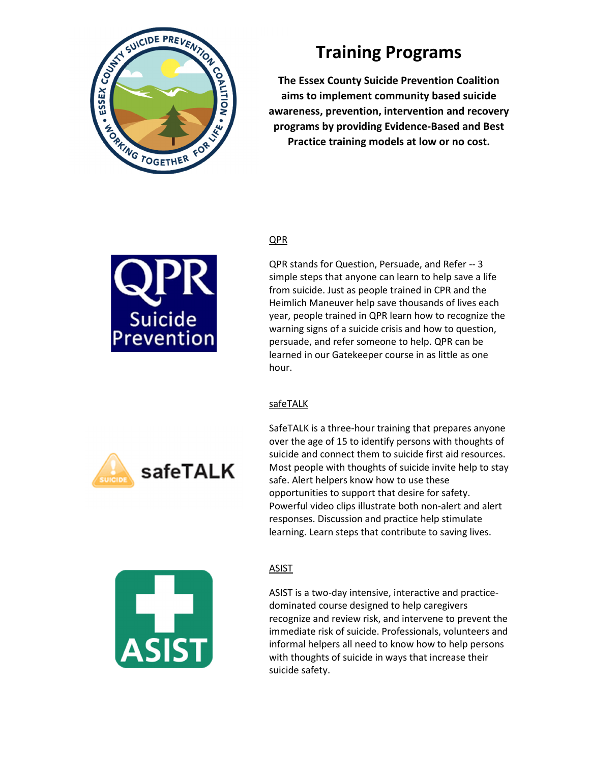# Training Programs

**The Essex County Suicide Prevention Coalition aims to implement community based suicide awareness, prevention, intervention and recovery programs by providing Evidence-Based and Best Practice training models at low or no cost.**

## QPR

QPR stands for Question, Persuade, and Refer -- 3 simple steps that anyone can learn to help save a life from suicide. Just as people trained in CPR and the Heimlich Maneuver help save thousands of lives each year, people trained in QPR learn how to recognize the warning signs of a suicide crisis and how to question, persuade, and refer someone to help. QPR can be learned in our Gatekeeper course in as little as one hour.

## safeTALK

SafeTALK is a three-hour training that prepares anyone over the age of 15 to identify persons with thoughts of suicide and connect them to suicide first aid resources. Most people with thoughts of suicide invite help to stay safe. Alert helpers know how to use these opportunities to support that desire for safety. Powerful video clips illustrate both non-alert and alert responses. Discussion and practice help stimulate learning. Learn steps that contribute to saving lives.

## ASIST

ASIST is a two-day intensive, interactive and practice-dominated course designed to help caregivers recognize and review risk, and intervene to prevent the immediate risk of suicide. Professionals, volunteers and informal helpers all need to know how to help persons with thoughts of suicide in ways that increase their suicide safety.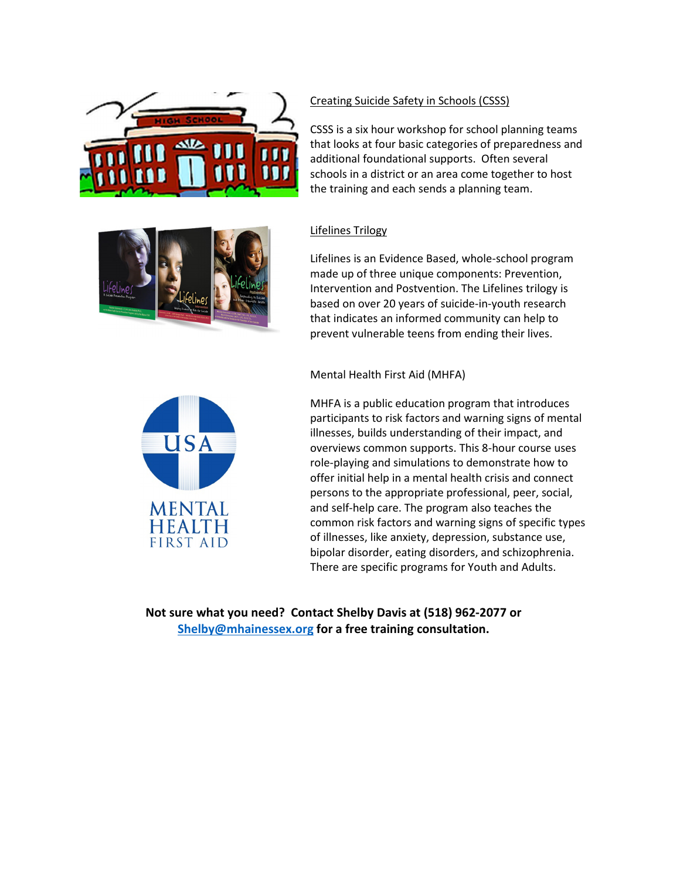## Creating Suicide Safety in Schools (CSSS)

CSSS is a six hour workshop for school planning teams that looks at four basic categories of preparedness and additional foundational supports. Often several schools in a district or an area come together to host the training and each sends a planning team.

## Lifelines Trilogy

Lifelines is an Evidence Based, whole-school program made up of three unique components: Prevention, Intervention and Postvention. The Lifelines trilogy is based on over 20 years of suicide-in-youth research that indicates an informed community can help to prevent vulnerable teens from ending their lives.

## Mental Health First Aid (MHFA)

MHFA is a public education program that introduces participants to risk factors and warning signs of mental illnesses, builds understanding of their impact, and overviews common supports. This 8-hour course uses role-playing and simulations to demonstrate how to offer initial help in a mental health crisis and connect persons to the appropriate professional, peer, social, and self-help care. The program also teaches the common risk factors and warning signs of specific types of illnesses, like anxiety, depression, substance use, bipolar disorder, eating disorders, and schizophrenia. There are specific programs for Youth and Adults.

**Not sure what you need? Contact Shelby Davis at (518) 962-2077 or Shelby@mhainessex.org for a free training consultation.**